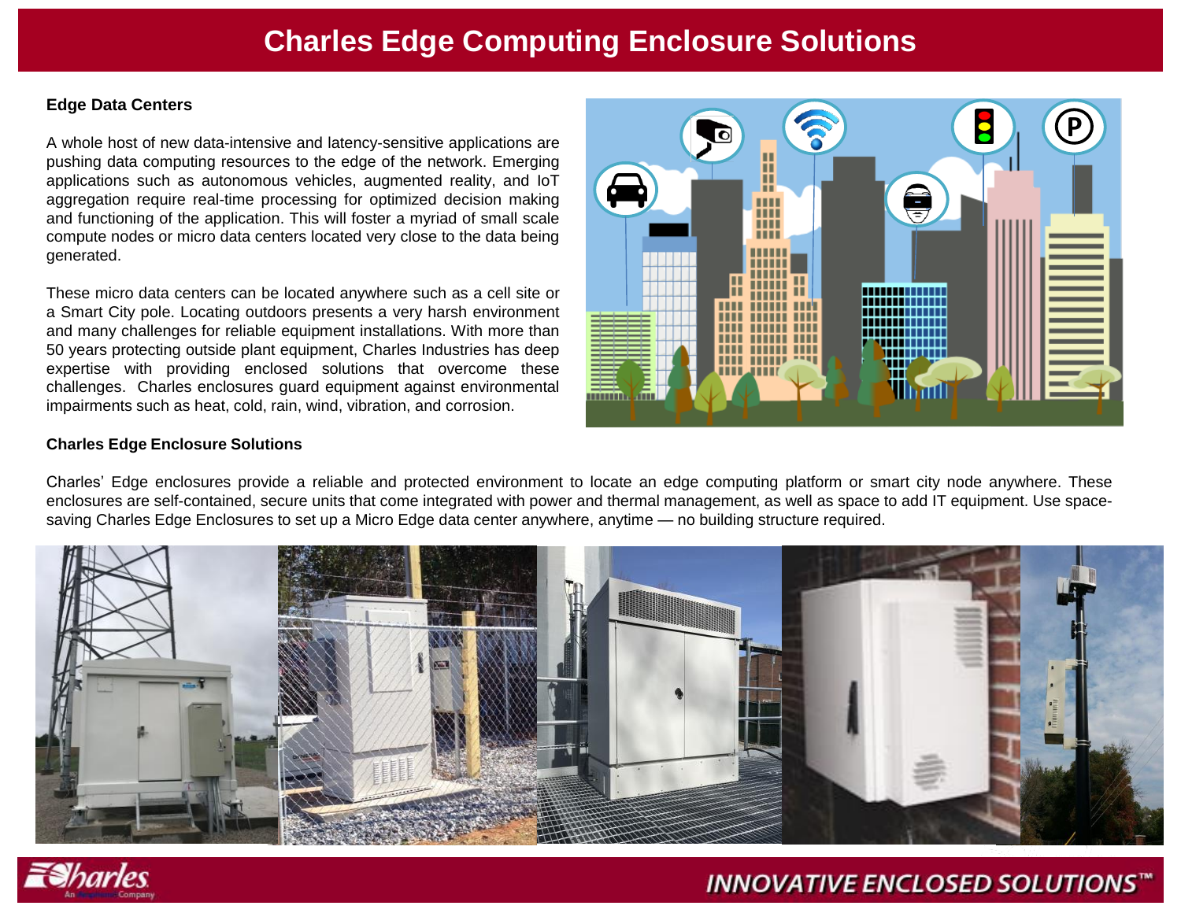# Charles Edge Computing Enclosure Solutions

## Edge Data Centers

A whole host of new data-intensive and latency-sensitive applications are pushing data computing resources to the edge of the network. Emerging applications such as autonomous vehicles, augmented reality, and IoT aggregation require real-time processing for optimized decision making and functioning of the application. This will foster a myriad of small scale compute nodes or micro data centers located very close to the data being generated.

These micro data centers can be located anywhere such as a cell site or a Smart City pole. Locating outdoors presents a very harsh environment and many challenges for reliable equipment installations. With more than 50 years protecting outside plant equipment, Charles Industries has deep expertise with providing enclosed solutions that overcome these challenges. Charles enclosures guard equipment against environmental impairments such as heat, cold, rain, wind, vibration, and corrosion.

## Charles Edge Enclosure Solutions

Charles' Edge enclosures provide a reliable and protected environment to locate an edge computing platform or smart city node anywhere. These enclosures are self-contained, secure units that come integrated with power and thermal management, as well as space to add IT equipment. Use space-saving Charles Edge Enclosures to set up a Micro Edge data center anywhere, anytime — no building structure required.

INNOVATIVE ENCLOSED SOLUTIONS™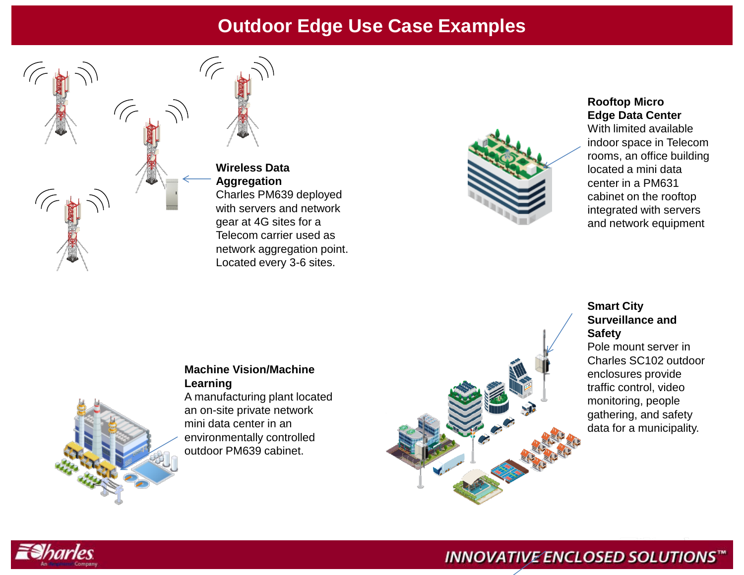# Outdoor Edge Use Case Examples

**Wireless Data Aggregation**
Charles PM639 deployed with servers and network gear at 4G sites for a Telecom carrier used as network aggregation point. Located every 3-6 sites.

**Rooftop Micro Edge Data Center**
With limited available indoor space in Telecom rooms, an office building located a mini data center in a PM631 cabinet on the rooftop integrated with servers and network equipment

**Machine Vision/Machine Learning**
A manufacturing plant located an on-site private network mini data center in an environmentally controlled outdoor PM639 cabinet.

**Smart City Surveillance and Safety**
Pole mount server in Charles SC102 outdoor enclosures provide traffic control, video monitoring, people gathering, and safety data for a municipality.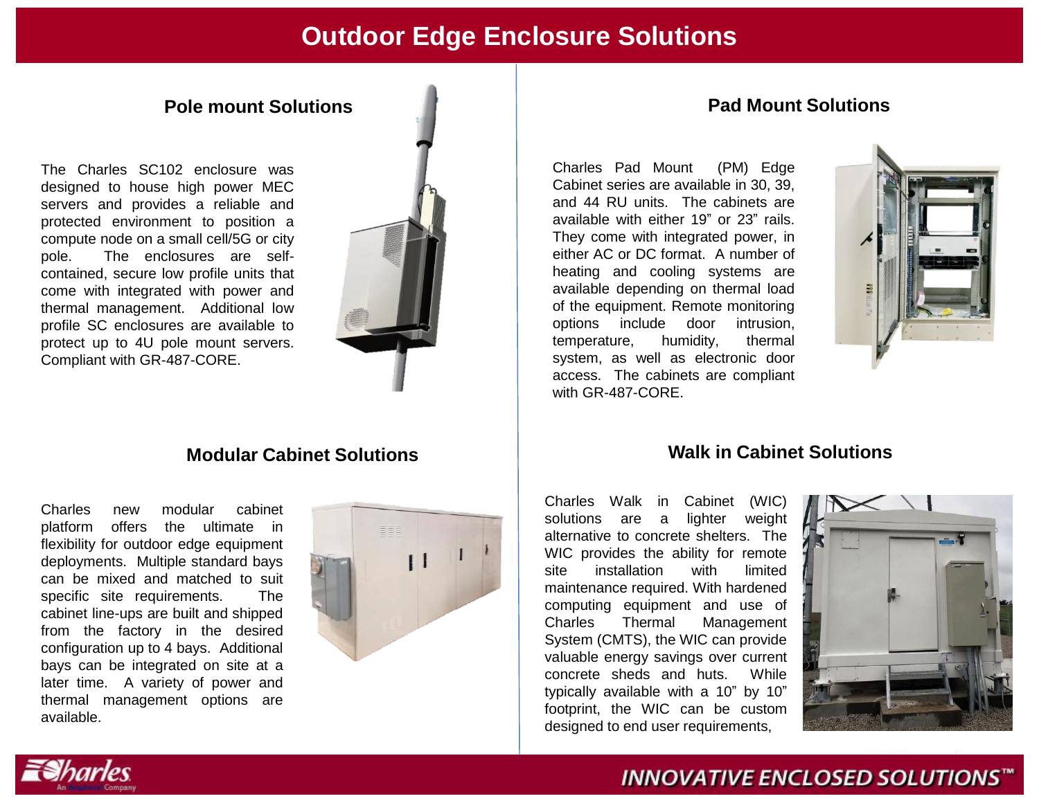# Outdoor Edge Enclosure Solutions

## Pole mount Solutions

The Charles SC102 enclosure was designed to house high power MEC servers and provides a reliable and protected environment to position a compute node on a small cell/5G or city pole. The enclosures are self-contained, secure low profile units that come with integrated with power and thermal management. Additional low profile SC enclosures are available to protect up to 4U pole mount servers. Compliant with GR-487-CORE.

## Pad Mount Solutions

Charles Pad Mount (PM) Edge Cabinet series are available in 30, 39, and 44 RU units. The cabinets are available with either 19" or 23" rails. They come with integrated power, in either AC or DC format. A number of heating and cooling systems are available depending on thermal load of the equipment. Remote monitoring options include door intrusion, temperature, humidity, thermal system, as well as electronic door access. The cabinets are compliant with GR-487-CORE.

## Modular Cabinet Solutions

Charles new modular cabinet platform offers the ultimate in flexibility for outdoor edge equipment deployments. Multiple standard bays can be mixed and matched to suit specific site requirements. The cabinet line-ups are built and shipped from the factory in the desired configuration up to 4 bays. Additional bays can be integrated on site at a later time. A variety of power and thermal management options are available.

## Walk in Cabinet Solutions

Charles Walk in Cabinet (WIC) solutions are a lighter weight alternative to concrete shelters. The WIC provides the ability for remote site installation with limited maintenance required. With hardened computing equipment and use of Charles Thermal Management System (CMTS), the WIC can provide valuable energy savings over current concrete sheds and huts. While typically available with a 10" by 10" footprint, the WIC can be custom designed to end user requirements,

INNOVATIVE ENCLOSED SOLUTIONS™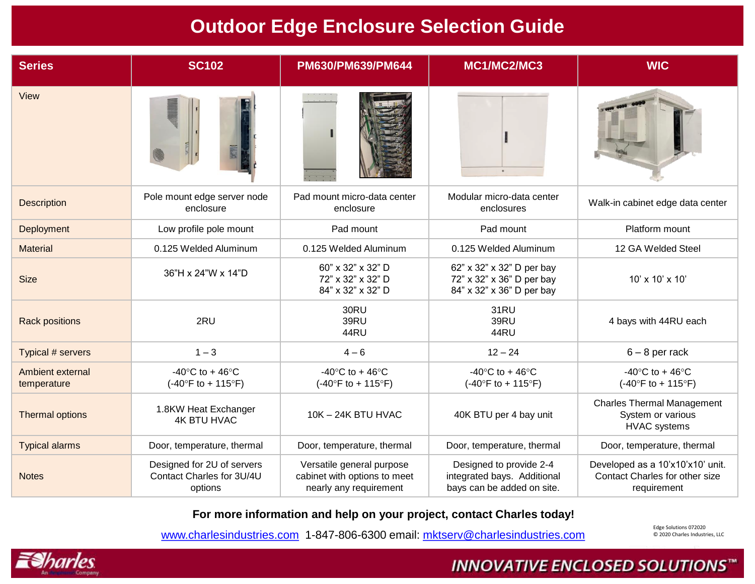# Outdoor Edge Enclosure Selection Guide

| Series | SC102 | PM630/PM639/PM644 | MC1/MC2/MC3 | WIC |
|---|---|---|---|---|
| View | | | | |
| Description | Pole mount edge server node enclosure | Pad mount micro-data center enclosure | Modular micro-data center enclosures | Walk-in cabinet edge data center |
| Deployment | Low profile pole mount | Pad mount | Pad mount | Platform mount |
| Material | 0.125 Welded Aluminum | 0.125 Welded Aluminum | 0.125 Welded Aluminum | 12 GA Welded Steel |
| Size | 36"H x 24"W x 14"D | 60" x 32" x 32" D<br>72" x 32" x 32" D<br>84" x 32" x 32" D | 62" x 32" x 32" D per bay<br>72" x 32" x 36" D per bay<br>84" x 32" x 36" D per bay | 10' x 10' x 10' |
| Rack positions | 2RU | 30RU<br>39RU<br>44RU | 31RU<br>39RU<br>44RU | 4 bays with 44RU each |
| Typical # servers | 1 – 3 | 4 – 6 | 12 – 24 | 6 – 8 per rack |
| Ambient external temperature | -40°C to + 46°C<br>(-40°F to + 115°F) | -40°C to + 46°C<br>(-40°F to + 115°F) | -40°C to + 46°C<br>(-40°F to + 115°F) | -40°C to + 46°C<br>(-40°F to + 115°F) |
| Thermal options | 1.8KW Heat Exchanger<br>4K BTU HVAC | 10K – 24K BTU HVAC | 40K BTU per 4 bay unit | Charles Thermal Management System or various HVAC systems |
| Typical alarms | Door, temperature, thermal | Door, temperature, thermal | Door, temperature, thermal | Door, temperature, thermal |
| Notes | Designed for 2U of servers Contact Charles for 3U/4U options | Versatile general purpose cabinet with options to meet nearly any requirement | Designed to provide 2-4 integrated bays. Additional bays can be added on site. | Developed as a 10'x10'x10' unit. Contact Charles for other size requirement |

**For more information and help on your project, contact Charles today!**

www.charlesindustries.com 1-847-806-6300 email: mktserv@charlesindustries.com

Edge Solutions 072020
© 2020 Charles Industries, LLC

Charles An Amphenol Company

INNOVATIVE ENCLOSED SOLUTIONS™